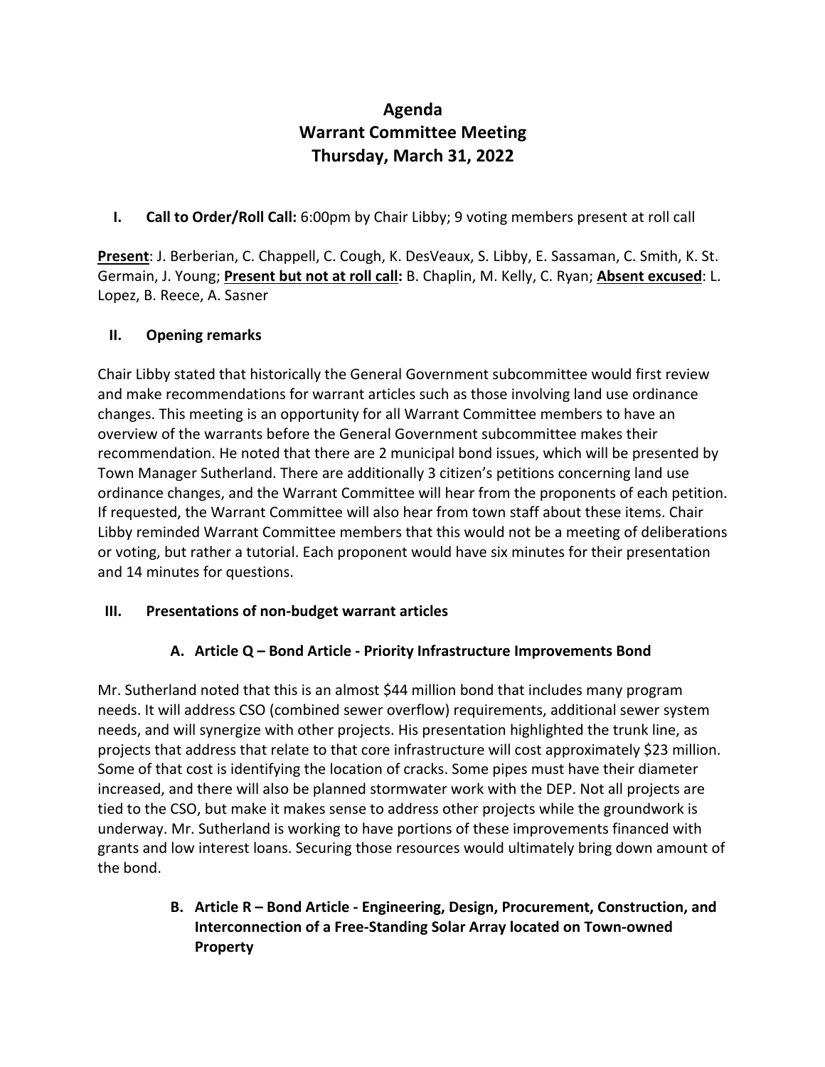# Agenda
# Warrant Committee Meeting
# Thursday, March 31, 2022

**I. Call to Order/Roll Call:** 6:00pm by Chair Libby; 9 voting members present at roll call

**Present**: J. Berberian, C. Chappell, C. Cough, K. DesVeaux, S. Libby, E. Sassaman, C. Smith, K. St. Germain, J. Young; **Present but not at roll call:** B. Chaplin, M. Kelly, C. Ryan; **Absent excused**: L. Lopez, B. Reece, A. Sasner

## II. Opening remarks

Chair Libby stated that historically the General Government subcommittee would first review and make recommendations for warrant articles such as those involving land use ordinance changes. This meeting is an opportunity for all Warrant Committee members to have an overview of the warrants before the General Government subcommittee makes their recommendation. He noted that there are 2 municipal bond issues, which will be presented by Town Manager Sutherland. There are additionally 3 citizen's petitions concerning land use ordinance changes, and the Warrant Committee will hear from the proponents of each petition. If requested, the Warrant Committee will also hear from town staff about these items. Chair Libby reminded Warrant Committee members that this would not be a meeting of deliberations or voting, but rather a tutorial. Each proponent would have six minutes for their presentation and 14 minutes for questions.

## III. Presentations of non-budget warrant articles

### A. Article Q – Bond Article - Priority Infrastructure Improvements Bond

Mr. Sutherland noted that this is an almost $44 million bond that includes many program needs. It will address CSO (combined sewer overflow) requirements, additional sewer system needs, and will synergize with other projects. His presentation highlighted the trunk line, as projects that address that relate to that core infrastructure will cost approximately $23 million. Some of that cost is identifying the location of cracks. Some pipes must have their diameter increased, and there will also be planned stormwater work with the DEP. Not all projects are tied to the CSO, but make it makes sense to address other projects while the groundwork is underway. Mr. Sutherland is working to have portions of these improvements financed with grants and low interest loans. Securing those resources would ultimately bring down amount of the bond.

### B. Article R – Bond Article - Engineering, Design, Procurement, Construction, and Interconnection of a Free-Standing Solar Array located on Town-owned Property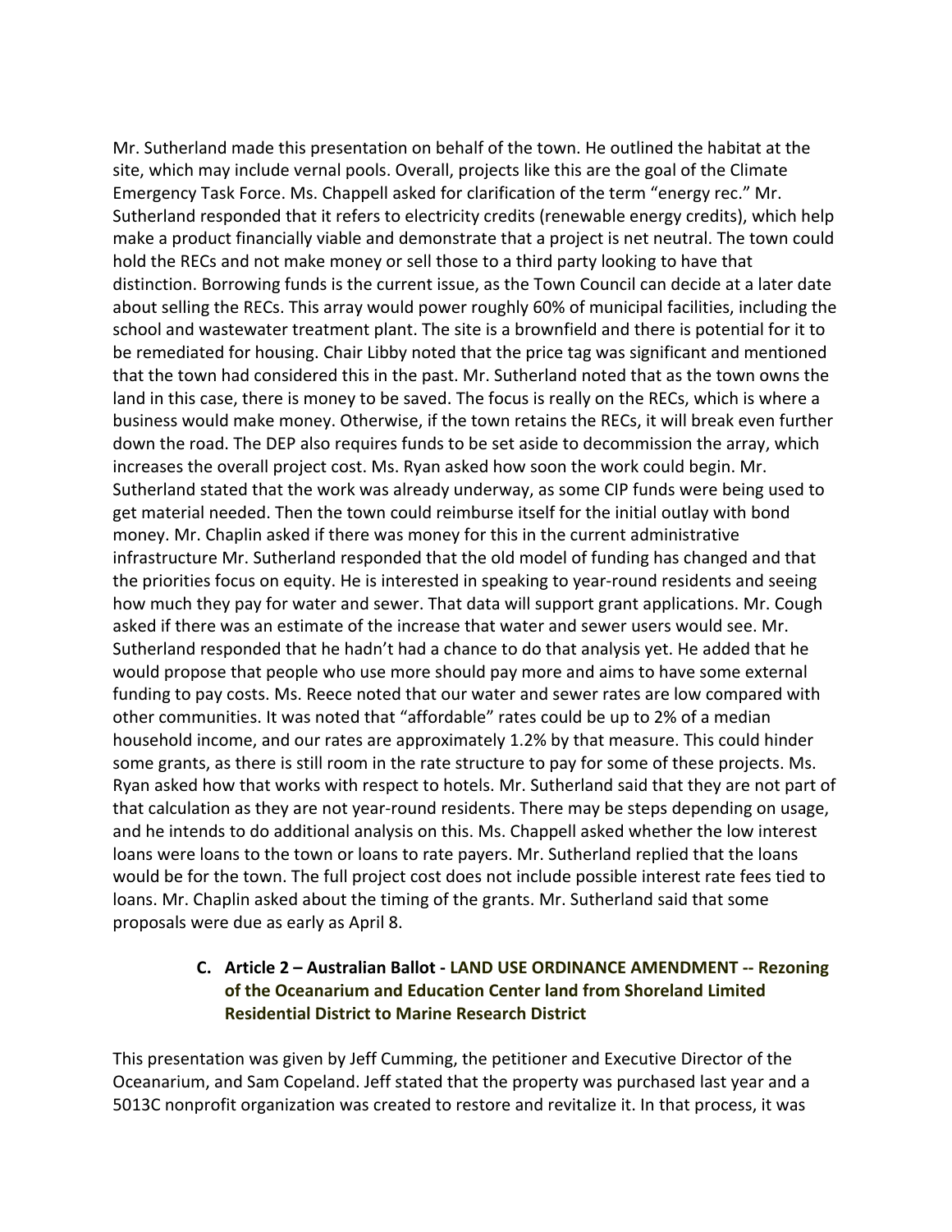Mr. Sutherland made this presentation on behalf of the town. He outlined the habitat at the site, which may include vernal pools. Overall, projects like this are the goal of the Climate Emergency Task Force. Ms. Chappell asked for clarification of the term "energy rec." Mr. Sutherland responded that it refers to electricity credits (renewable energy credits), which help make a product financially viable and demonstrate that a project is net neutral. The town could hold the RECs and not make money or sell those to a third party looking to have that distinction. Borrowing funds is the current issue, as the Town Council can decide at a later date about selling the RECs. This array would power roughly 60% of municipal facilities, including the school and wastewater treatment plant. The site is a brownfield and there is potential for it to be remediated for housing. Chair Libby noted that the price tag was significant and mentioned that the town had considered this in the past. Mr. Sutherland noted that as the town owns the land in this case, there is money to be saved. The focus is really on the RECs, which is where a business would make money. Otherwise, if the town retains the RECs, it will break even further down the road. The DEP also requires funds to be set aside to decommission the array, which increases the overall project cost. Ms. Ryan asked how soon the work could begin. Mr. Sutherland stated that the work was already underway, as some CIP funds were being used to get material needed. Then the town could reimburse itself for the initial outlay with bond money. Mr. Chaplin asked if there was money for this in the current administrative infrastructure Mr. Sutherland responded that the old model of funding has changed and that the priorities focus on equity. He is interested in speaking to year-round residents and seeing how much they pay for water and sewer. That data will support grant applications. Mr. Cough asked if there was an estimate of the increase that water and sewer users would see. Mr. Sutherland responded that he hadn't had a chance to do that analysis yet. He added that he would propose that people who use more should pay more and aims to have some external funding to pay costs. Ms. Reece noted that our water and sewer rates are low compared with other communities. It was noted that "affordable" rates could be up to 2% of a median household income, and our rates are approximately 1.2% by that measure. This could hinder some grants, as there is still room in the rate structure to pay for some of these projects. Ms. Ryan asked how that works with respect to hotels. Mr. Sutherland said that they are not part of that calculation as they are not year-round residents. There may be steps depending on usage, and he intends to do additional analysis on this. Ms. Chappell asked whether the low interest loans were loans to the town or loans to rate payers. Mr. Sutherland replied that the loans would be for the town. The full project cost does not include possible interest rate fees tied to loans. Mr. Chaplin asked about the timing of the grants. Mr. Sutherland said that some proposals were due as early as April 8.

**C. Article 2 – Australian Ballot - LAND USE ORDINANCE AMENDMENT -- Rezoning of the Oceanarium and Education Center land from Shoreland Limited Residential District to Marine Research District**

This presentation was given by Jeff Cumming, the petitioner and Executive Director of the Oceanarium, and Sam Copeland. Jeff stated that the property was purchased last year and a 5013C nonprofit organization was created to restore and revitalize it. In that process, it was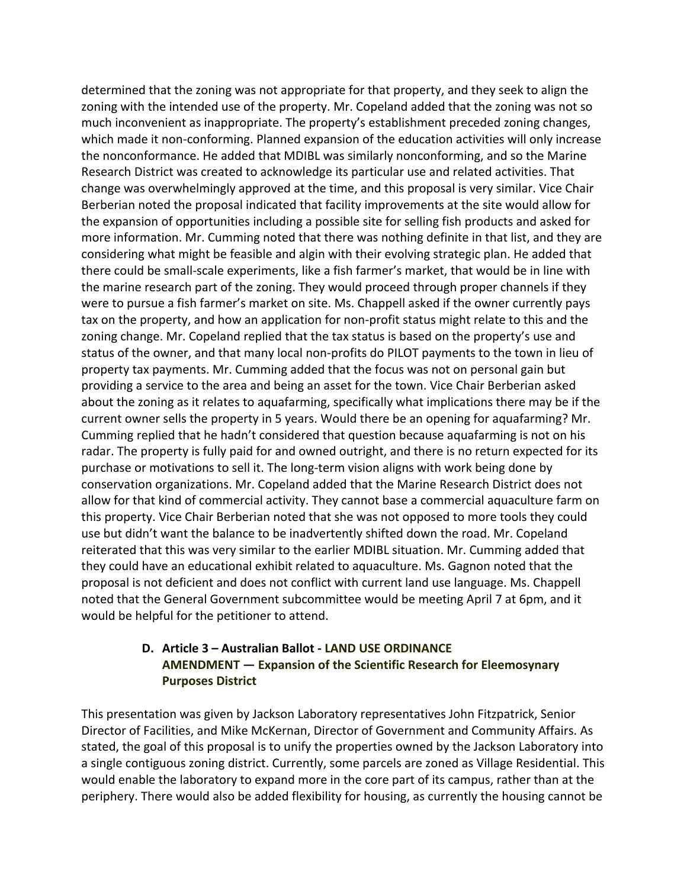determined that the zoning was not appropriate for that property, and they seek to align the zoning with the intended use of the property. Mr. Copeland added that the zoning was not so much inconvenient as inappropriate. The property's establishment preceded zoning changes, which made it non-conforming. Planned expansion of the education activities will only increase the nonconformance. He added that MDIBL was similarly nonconforming, and so the Marine Research District was created to acknowledge its particular use and related activities. That change was overwhelmingly approved at the time, and this proposal is very similar. Vice Chair Berberian noted the proposal indicated that facility improvements at the site would allow for the expansion of opportunities including a possible site for selling fish products and asked for more information. Mr. Cumming noted that there was nothing definite in that list, and they are considering what might be feasible and algin with their evolving strategic plan. He added that there could be small-scale experiments, like a fish farmer's market, that would be in line with the marine research part of the zoning. They would proceed through proper channels if they were to pursue a fish farmer's market on site. Ms. Chappell asked if the owner currently pays tax on the property, and how an application for non-profit status might relate to this and the zoning change. Mr. Copeland replied that the tax status is based on the property's use and status of the owner, and that many local non-profits do PILOT payments to the town in lieu of property tax payments. Mr. Cumming added that the focus was not on personal gain but providing a service to the area and being an asset for the town. Vice Chair Berberian asked about the zoning as it relates to aquafarming, specifically what implications there may be if the current owner sells the property in 5 years. Would there be an opening for aquafarming? Mr. Cumming replied that he hadn't considered that question because aquafarming is not on his radar. The property is fully paid for and owned outright, and there is no return expected for its purchase or motivations to sell it. The long-term vision aligns with work being done by conservation organizations. Mr. Copeland added that the Marine Research District does not allow for that kind of commercial activity. They cannot base a commercial aquaculture farm on this property. Vice Chair Berberian noted that she was not opposed to more tools they could use but didn't want the balance to be inadvertently shifted down the road. Mr. Copeland reiterated that this was very similar to the earlier MDIBL situation. Mr. Cumming added that they could have an educational exhibit related to aquaculture. Ms. Gagnon noted that the proposal is not deficient and does not conflict with current land use language. Ms. Chappell noted that the General Government subcommittee would be meeting April 7 at 6pm, and it would be helpful for the petitioner to attend.

**D. Article 3 – Australian Ballot - LAND USE ORDINANCE AMENDMENT — Expansion of the Scientific Research for Eleemosynary Purposes District**

This presentation was given by Jackson Laboratory representatives John Fitzpatrick, Senior Director of Facilities, and Mike McKernan, Director of Government and Community Affairs. As stated, the goal of this proposal is to unify the properties owned by the Jackson Laboratory into a single contiguous zoning district. Currently, some parcels are zoned as Village Residential. This would enable the laboratory to expand more in the core part of its campus, rather than at the periphery. There would also be added flexibility for housing, as currently the housing cannot be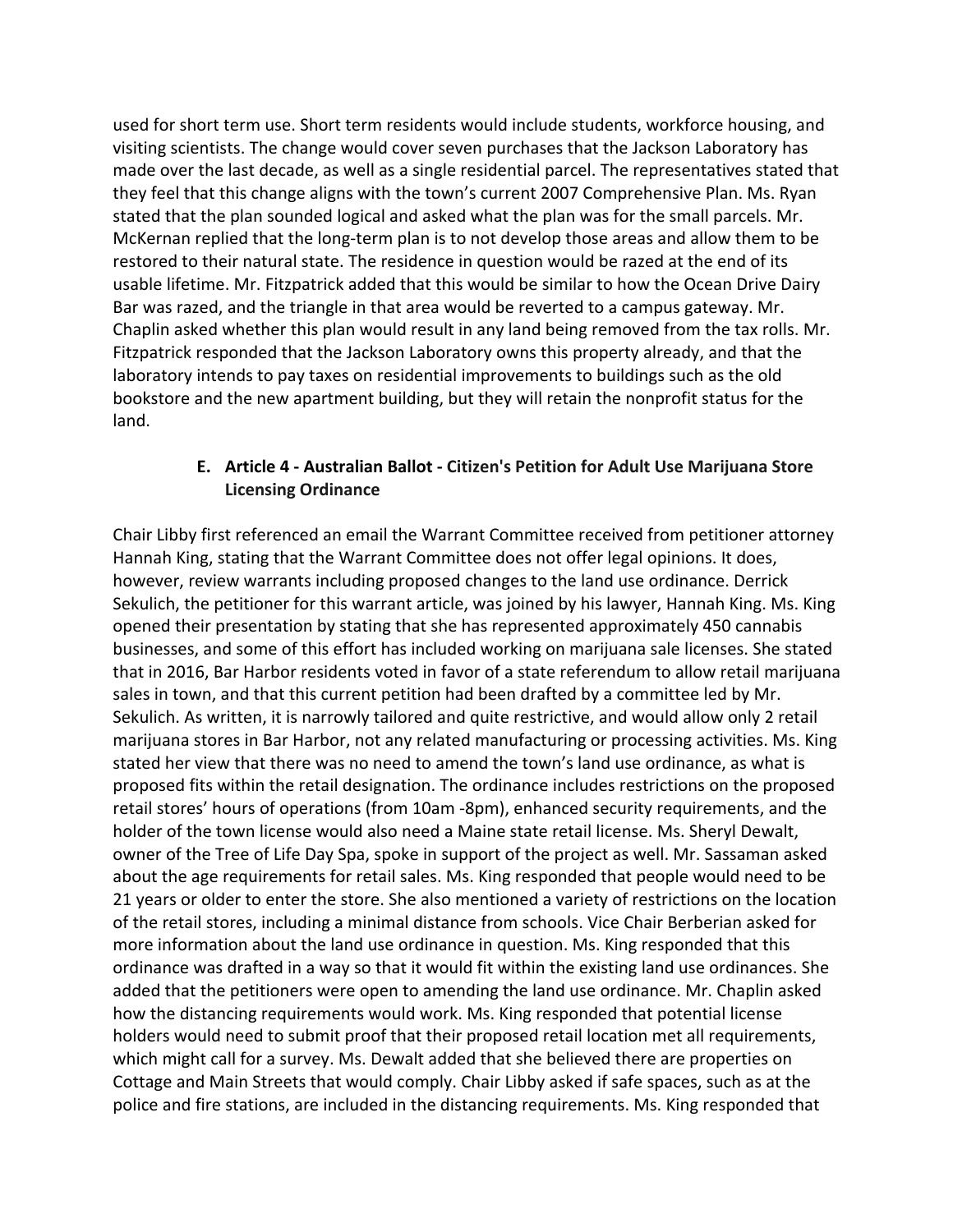used for short term use. Short term residents would include students, workforce housing, and visiting scientists. The change would cover seven purchases that the Jackson Laboratory has made over the last decade, as well as a single residential parcel. The representatives stated that they feel that this change aligns with the town's current 2007 Comprehensive Plan. Ms. Ryan stated that the plan sounded logical and asked what the plan was for the small parcels. Mr. McKernan replied that the long-term plan is to not develop those areas and allow them to be restored to their natural state. The residence in question would be razed at the end of its usable lifetime. Mr. Fitzpatrick added that this would be similar to how the Ocean Drive Dairy Bar was razed, and the triangle in that area would be reverted to a campus gateway. Mr. Chaplin asked whether this plan would result in any land being removed from the tax rolls. Mr. Fitzpatrick responded that the Jackson Laboratory owns this property already, and that the laboratory intends to pay taxes on residential improvements to buildings such as the old bookstore and the new apartment building, but they will retain the nonprofit status for the land.

### E. Article 4 - Australian Ballot - Citizen's Petition for Adult Use Marijuana Store Licensing Ordinance

Chair Libby first referenced an email the Warrant Committee received from petitioner attorney Hannah King, stating that the Warrant Committee does not offer legal opinions. It does, however, review warrants including proposed changes to the land use ordinance. Derrick Sekulich, the petitioner for this warrant article, was joined by his lawyer, Hannah King. Ms. King opened their presentation by stating that she has represented approximately 450 cannabis businesses, and some of this effort has included working on marijuana sale licenses. She stated that in 2016, Bar Harbor residents voted in favor of a state referendum to allow retail marijuana sales in town, and that this current petition had been drafted by a committee led by Mr. Sekulich. As written, it is narrowly tailored and quite restrictive, and would allow only 2 retail marijuana stores in Bar Harbor, not any related manufacturing or processing activities. Ms. King stated her view that there was no need to amend the town's land use ordinance, as what is proposed fits within the retail designation. The ordinance includes restrictions on the proposed retail stores' hours of operations (from 10am -8pm), enhanced security requirements, and the holder of the town license would also need a Maine state retail license. Ms. Sheryl Dewalt, owner of the Tree of Life Day Spa, spoke in support of the project as well. Mr. Sassaman asked about the age requirements for retail sales. Ms. King responded that people would need to be 21 years or older to enter the store. She also mentioned a variety of restrictions on the location of the retail stores, including a minimal distance from schools. Vice Chair Berberian asked for more information about the land use ordinance in question. Ms. King responded that this ordinance was drafted in a way so that it would fit within the existing land use ordinances. She added that the petitioners were open to amending the land use ordinance. Mr. Chaplin asked how the distancing requirements would work. Ms. King responded that potential license holders would need to submit proof that their proposed retail location met all requirements, which might call for a survey. Ms. Dewalt added that she believed there are properties on Cottage and Main Streets that would comply. Chair Libby asked if safe spaces, such as at the police and fire stations, are included in the distancing requirements. Ms. King responded that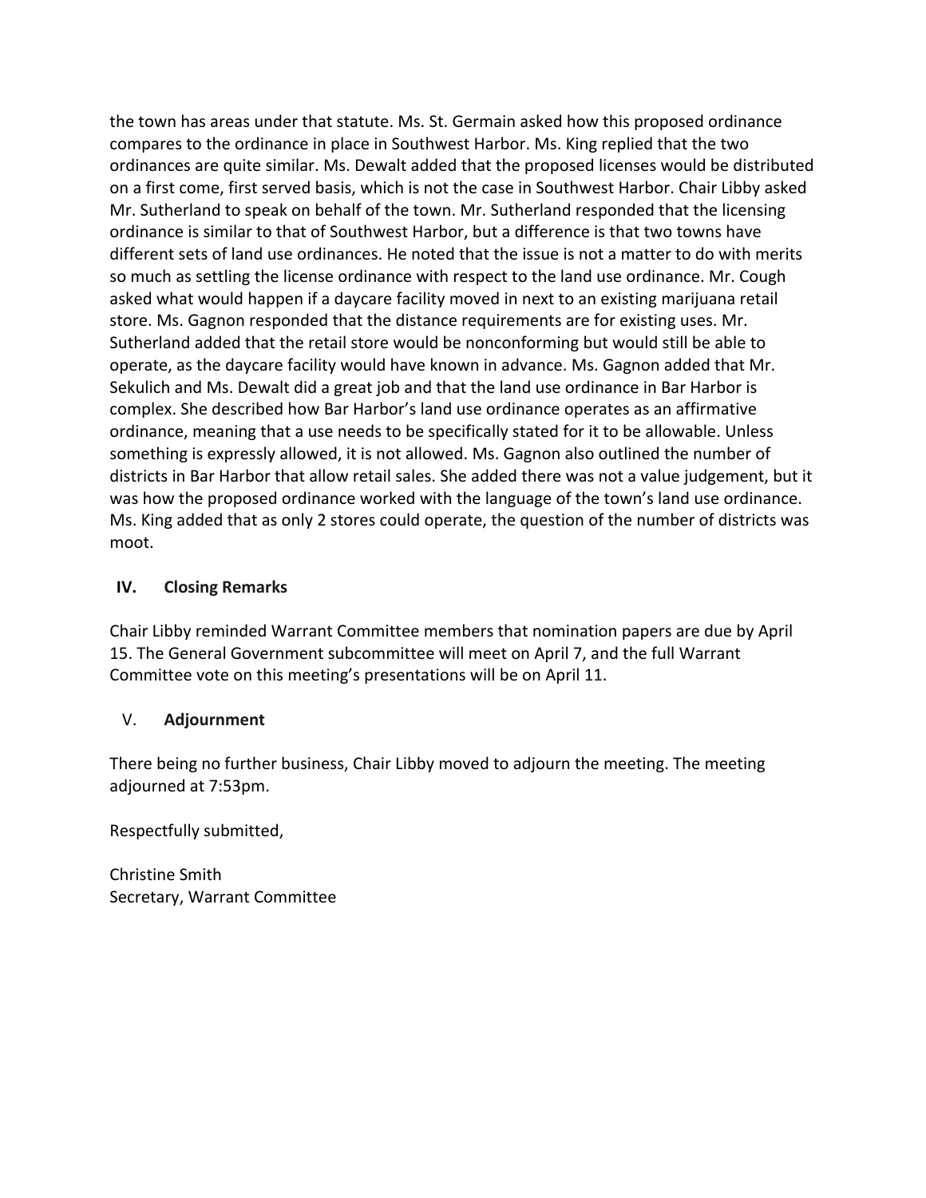the town has areas under that statute. Ms. St. Germain asked how this proposed ordinance compares to the ordinance in place in Southwest Harbor. Ms. King replied that the two ordinances are quite similar. Ms. Dewalt added that the proposed licenses would be distributed on a first come, first served basis, which is not the case in Southwest Harbor. Chair Libby asked Mr. Sutherland to speak on behalf of the town. Mr. Sutherland responded that the licensing ordinance is similar to that of Southwest Harbor, but a difference is that two towns have different sets of land use ordinances. He noted that the issue is not a matter to do with merits so much as settling the license ordinance with respect to the land use ordinance. Mr. Cough asked what would happen if a daycare facility moved in next to an existing marijuana retail store. Ms. Gagnon responded that the distance requirements are for existing uses. Mr. Sutherland added that the retail store would be nonconforming but would still be able to operate, as the daycare facility would have known in advance. Ms. Gagnon added that Mr. Sekulich and Ms. Dewalt did a great job and that the land use ordinance in Bar Harbor is complex. She described how Bar Harbor's land use ordinance operates as an affirmative ordinance, meaning that a use needs to be specifically stated for it to be allowable. Unless something is expressly allowed, it is not allowed. Ms. Gagnon also outlined the number of districts in Bar Harbor that allow retail sales. She added there was not a value judgement, but it was how the proposed ordinance worked with the language of the town's land use ordinance. Ms. King added that as only 2 stores could operate, the question of the number of districts was moot.

## IV. Closing Remarks

Chair Libby reminded Warrant Committee members that nomination papers are due by April 15. The General Government subcommittee will meet on April 7, and the full Warrant Committee vote on this meeting's presentations will be on April 11.

## V. Adjournment

There being no further business, Chair Libby moved to adjourn the meeting. The meeting adjourned at 7:53pm.

Respectfully submitted,

Christine Smith
Secretary, Warrant Committee